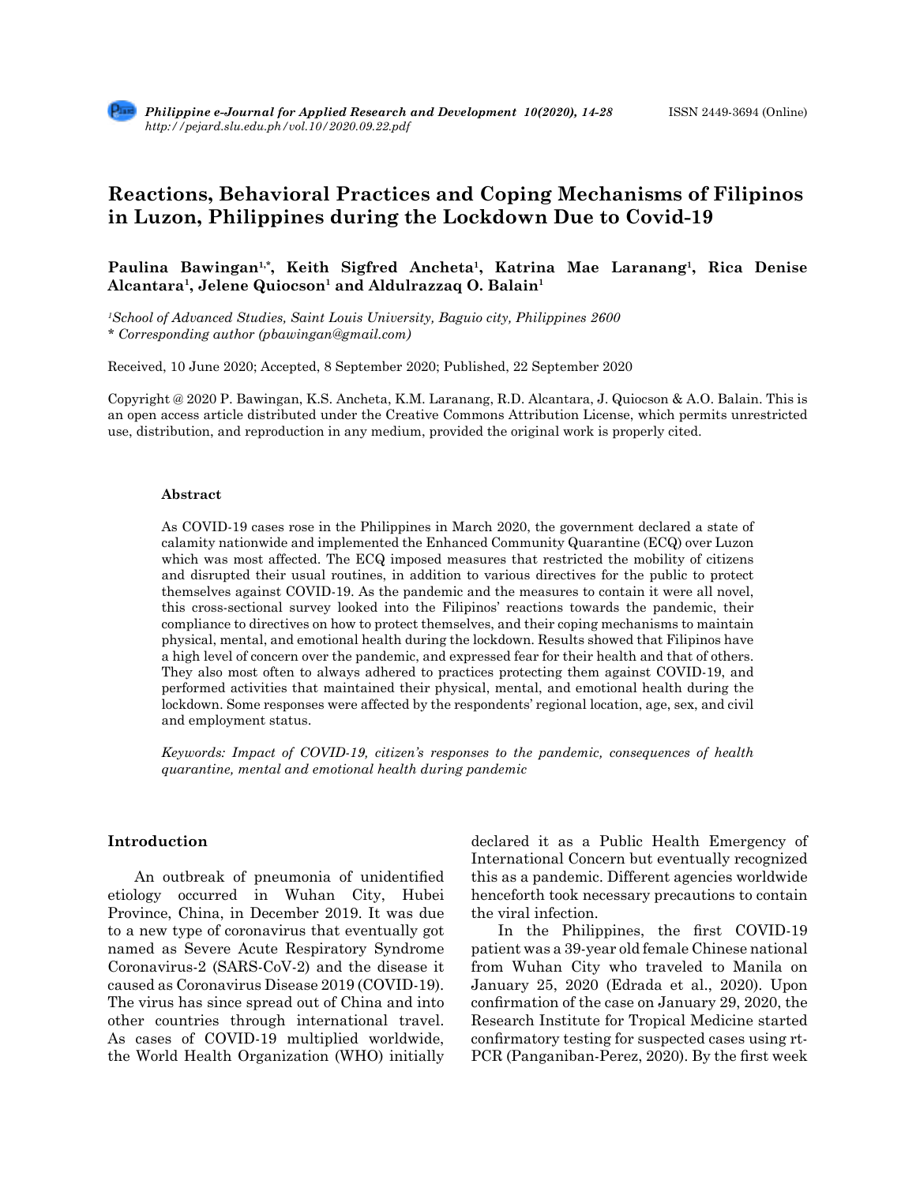# Reactions, Behavioral Practices and Coping Mechanisms of Filipinos in Luzon, Philippines during the Lockdown Due to Covid-19

**Paulina Bawingan[1,*], Keith Sigfred Ancheta[1], Katrina Mae Laranang[1], Rica Denise Alcantara[1], Jelene Quiocson[1] and Aldulrazzaq O. Balain[1]**

*[1]School of Advanced Studies, Saint Louis University, Baguio city, Philippines 2600*
*\* Corresponding author (pbawingan@gmail.com)*

Received, 10 June 2020; Accepted, 8 September 2020; Published, 22 September 2020

Copyright @ 2020 P. Bawingan, K.S. Ancheta, K.M. Laranang, R.D. Alcantara, J. Quiocson & A.O. Balain. This is an open access article distributed under the Creative Commons Attribution License, which permits unrestricted use, distribution, and reproduction in any medium, provided the original work is properly cited.

### Abstract

As COVID-19 cases rose in the Philippines in March 2020, the government declared a state of calamity nationwide and implemented the Enhanced Community Quarantine (ECQ) over Luzon which was most affected. The ECQ imposed measures that restricted the mobility of citizens and disrupted their usual routines, in addition to various directives for the public to protect themselves against COVID-19. As the pandemic and the measures to contain it were all novel, this cross-sectional survey looked into the Filipinos' reactions towards the pandemic, their compliance to directives on how to protect themselves, and their coping mechanisms to maintain physical, mental, and emotional health during the lockdown. Results showed that Filipinos have a high level of concern over the pandemic, and expressed fear for their health and that of others. They also most often to always adhered to practices protecting them against COVID-19, and performed activities that maintained their physical, mental, and emotional health during the lockdown. Some responses were affected by the respondents' regional location, age, sex, and civil and employment status.

*Keywords: Impact of COVID-19, citizen's responses to the pandemic, consequences of health quarantine, mental and emotional health during pandemic*

## Introduction

An outbreak of pneumonia of unidentified etiology occurred in Wuhan City, Hubei Province, China, in December 2019. It was due to a new type of coronavirus that eventually got named as Severe Acute Respiratory Syndrome Coronavirus-2 (SARS-CoV-2) and the disease it caused as Coronavirus Disease 2019 (COVID-19). The virus has since spread out of China and into other countries through international travel. As cases of COVID-19 multiplied worldwide, the World Health Organization (WHO) initially declared it as a Public Health Emergency of International Concern but eventually recognized this as a pandemic. Different agencies worldwide henceforth took necessary precautions to contain the viral infection.

In the Philippines, the first COVID-19 patient was a 39-year old female Chinese national from Wuhan City who traveled to Manila on January 25, 2020 (Edrada et al., 2020). Upon confirmation of the case on January 29, 2020, the Research Institute for Tropical Medicine started confirmatory testing for suspected cases using rt-PCR (Panganiban-Perez, 2020). By the first week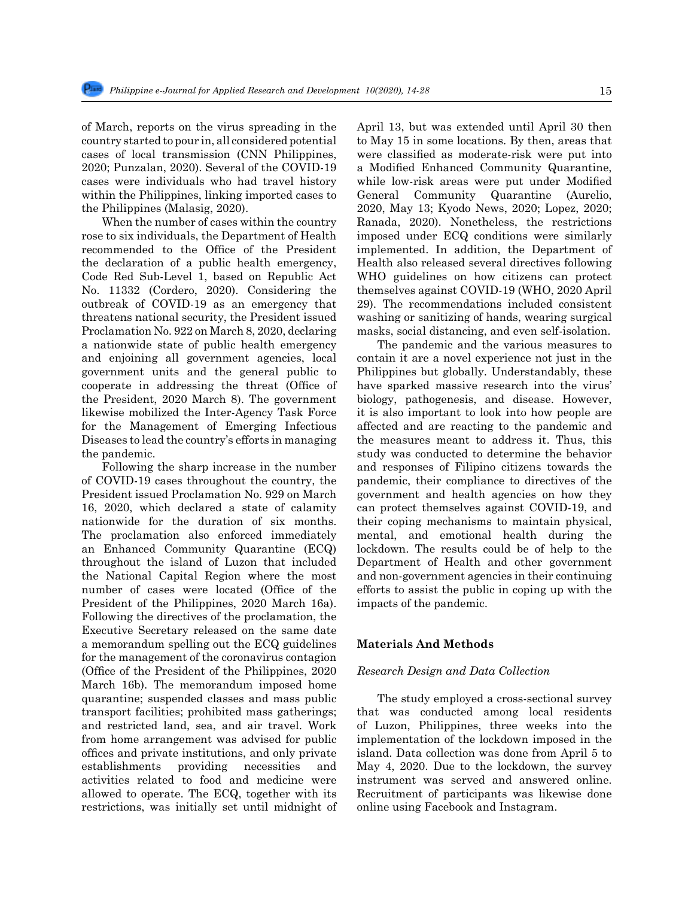of March, reports on the virus spreading in the country started to pour in, all considered potential cases of local transmission (CNN Philippines, 2020; Punzalan, 2020). Several of the COVID-19 cases were individuals who had travel history within the Philippines, linking imported cases to the Philippines (Malasig, 2020).

When the number of cases within the country rose to six individuals, the Department of Health recommended to the Office of the President the declaration of a public health emergency, Code Red Sub-Level 1, based on Republic Act No. 11332 (Cordero, 2020). Considering the outbreak of COVID-19 as an emergency that threatens national security, the President issued Proclamation No. 922 on March 8, 2020, declaring a nationwide state of public health emergency and enjoining all government agencies, local government units and the general public to cooperate in addressing the threat (Office of the President, 2020 March 8). The government likewise mobilized the Inter-Agency Task Force for the Management of Emerging Infectious Diseases to lead the country's efforts in managing the pandemic.

Following the sharp increase in the number of COVID-19 cases throughout the country, the President issued Proclamation No. 929 on March 16, 2020, which declared a state of calamity nationwide for the duration of six months. The proclamation also enforced immediately an Enhanced Community Quarantine (ECQ) throughout the island of Luzon that included the National Capital Region where the most number of cases were located (Office of the President of the Philippines, 2020 March 16a). Following the directives of the proclamation, the Executive Secretary released on the same date a memorandum spelling out the ECQ guidelines for the management of the coronavirus contagion (Office of the President of the Philippines, 2020 March 16b). The memorandum imposed home quarantine; suspended classes and mass public transport facilities; prohibited mass gatherings; and restricted land, sea, and air travel. Work from home arrangement was advised for public offices and private institutions, and only private establishments providing necessities and activities related to food and medicine were allowed to operate. The ECQ, together with its restrictions, was initially set until midnight of April 13, but was extended until April 30 then to May 15 in some locations. By then, areas that were classified as moderate-risk were put into a Modified Enhanced Community Quarantine, while low-risk areas were put under Modified General Community Quarantine (Aurelio, 2020, May 13; Kyodo News, 2020; Lopez, 2020; Ranada, 2020). Nonetheless, the restrictions imposed under ECQ conditions were similarly implemented. In addition, the Department of Health also released several directives following WHO guidelines on how citizens can protect themselves against COVID-19 (WHO, 2020 April 29). The recommendations included consistent washing or sanitizing of hands, wearing surgical masks, social distancing, and even self-isolation.

The pandemic and the various measures to contain it are a novel experience not just in the Philippines but globally. Understandably, these have sparked massive research into the virus' biology, pathogenesis, and disease. However, it is also important to look into how people are affected and are reacting to the pandemic and the measures meant to address it. Thus, this study was conducted to determine the behavior and responses of Filipino citizens towards the pandemic, their compliance to directives of the government and health agencies on how they can protect themselves against COVID-19, and their coping mechanisms to maintain physical, mental, and emotional health during the lockdown. The results could be of help to the Department of Health and other government and non-government agencies in their continuing efforts to assist the public in coping up with the impacts of the pandemic.

## Materials And Methods

### *Research Design and Data Collection*

The study employed a cross-sectional survey that was conducted among local residents of Luzon, Philippines, three weeks into the implementation of the lockdown imposed in the island. Data collection was done from April 5 to May 4, 2020. Due to the lockdown, the survey instrument was served and answered online. Recruitment of participants was likewise done online using Facebook and Instagram.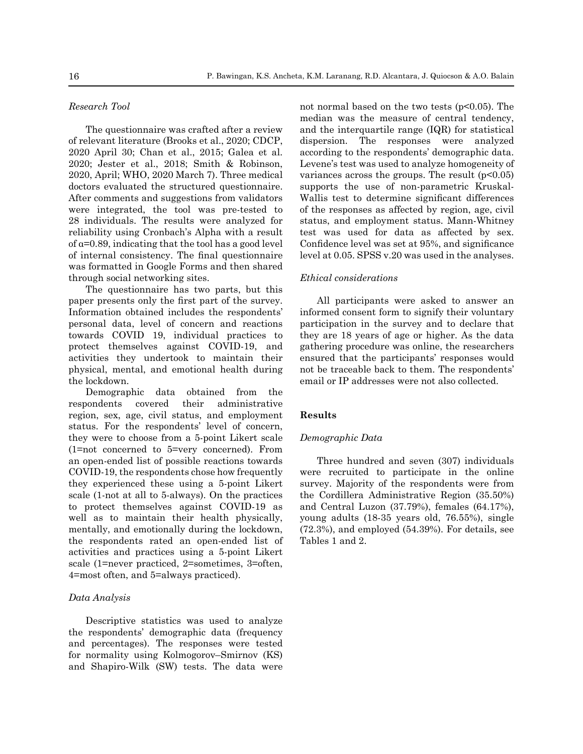*Research Tool*

The questionnaire was crafted after a review of relevant literature (Brooks et al., 2020; CDCP, 2020 April 30; Chan et al., 2015; Galea et al. 2020; Jester et al., 2018; Smith & Robinson, 2020, April; WHO, 2020 March 7). Three medical doctors evaluated the structured questionnaire. After comments and suggestions from validators were integrated, the tool was pre-tested to 28 individuals. The results were analyzed for reliability using Cronbach's Alpha with a result of $\alpha$=0.89, indicating that the tool has a good level of internal consistency. The final questionnaire was formatted in Google Forms and then shared through social networking sites.

The questionnaire has two parts, but this paper presents only the first part of the survey. Information obtained includes the respondents' personal data, level of concern and reactions towards COVID 19, individual practices to protect themselves against COVID-19, and activities they undertook to maintain their physical, mental, and emotional health during the lockdown.

Demographic data obtained from the respondents covered their administrative region, sex, age, civil status, and employment status. For the respondents' level of concern, they were to choose from a 5-point Likert scale (1=not concerned to 5=very concerned). From an open-ended list of possible reactions towards COVID-19, the respondents chose how frequently they experienced these using a 5-point Likert scale (1-not at all to 5-always). On the practices to protect themselves against COVID-19 as well as to maintain their health physically, mentally, and emotionally during the lockdown, the respondents rated an open-ended list of activities and practices using a 5-point Likert scale (1=never practiced, 2=sometimes, 3=often, 4=most often, and 5=always practiced).

*Data Analysis*

Descriptive statistics was used to analyze the respondents' demographic data (frequency and percentages). The responses were tested for normality using Kolmogorov–Smirnov (KS) and Shapiro-Wilk (SW) tests. The data were not normal based on the two tests ($p<0.05$). The median was the measure of central tendency, and the interquartile range (IQR) for statistical dispersion. The responses were analyzed according to the respondents' demographic data. Levene's test was used to analyze homogeneity of variances across the groups. The result ($p<0.05$) supports the use of non-parametric Kruskal-Wallis test to determine significant differences of the responses as affected by region, age, civil status, and employment status. Mann-Whitney test was used for data as affected by sex. Confidence level was set at 95%, and significance level at 0.05. SPSS v.20 was used in the analyses.

*Ethical considerations*

All participants were asked to answer an informed consent form to signify their voluntary participation in the survey and to declare that they are 18 years of age or higher. As the data gathering procedure was online, the researchers ensured that the participants' responses would not be traceable back to them. The respondents' email or IP addresses were not also collected.

## Results

*Demographic Data*

Three hundred and seven (307) individuals were recruited to participate in the online survey. Majority of the respondents were from the Cordillera Administrative Region (35.50%) and Central Luzon (37.79%), females (64.17%), young adults (18-35 years old, 76.55%), single (72.3%), and employed (54.39%). For details, see Tables 1 and 2.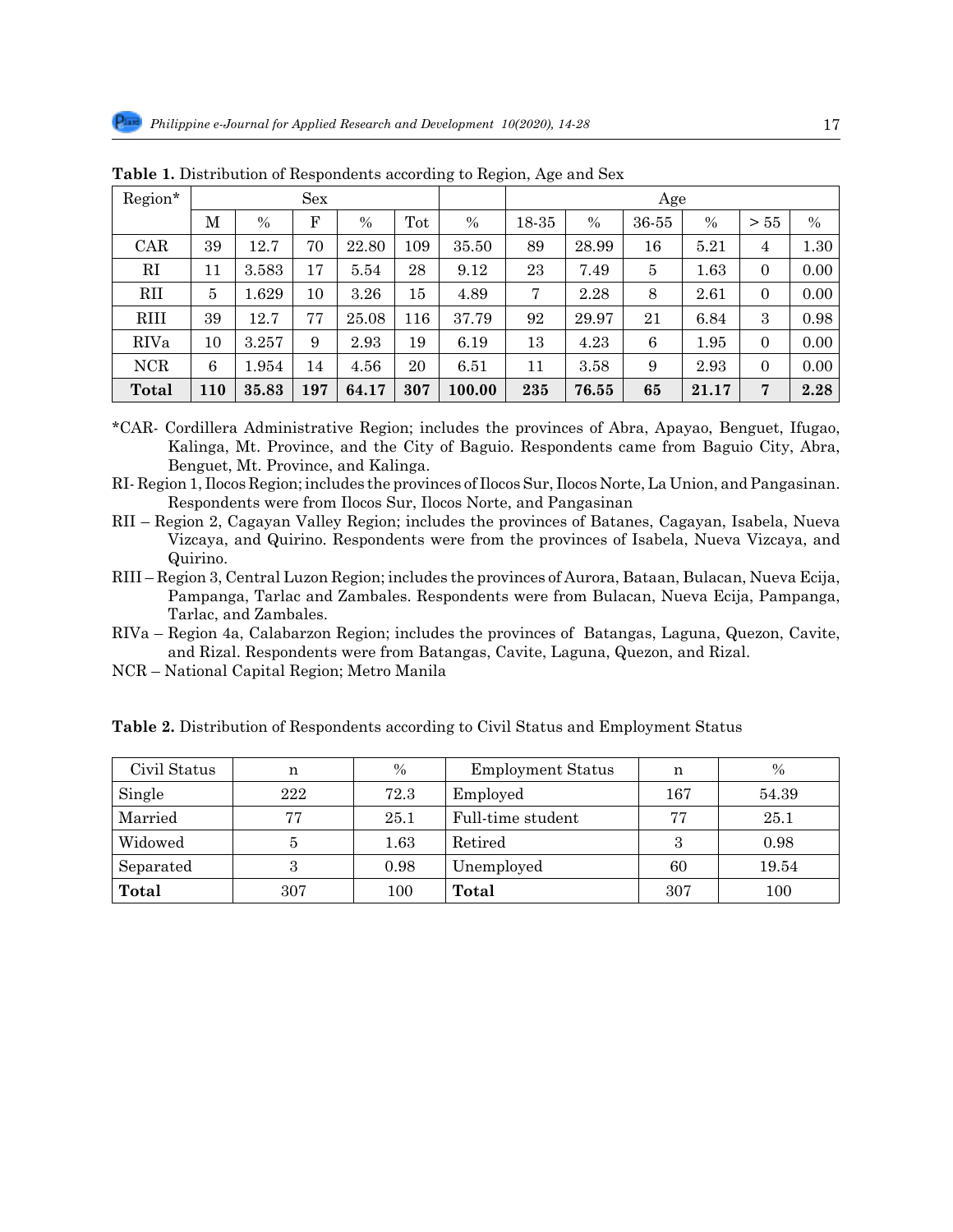**Table 1.** Distribution of Respondents according to Region, Age and Sex

| Region* | Sex | | | | | | Age | | | | | |
|---|---|---|---|---|---|---|---|---|---|---|---|---|
| | M | % | F | % | Tot | % | 18-35 | % | 36-55 | % | > 55 | % |
| CAR | 39 | 12.7 | 70 | 22.80 | 109 | 35.50 | 89 | 28.99 | 16 | 5.21 | 4 | 1.30 |
| RI | 11 | 3.583 | 17 | 5.54 | 28 | 9.12 | 23 | 7.49 | 5 | 1.63 | 0 | 0.00 |
| RII | 5 | 1.629 | 10 | 3.26 | 15 | 4.89 | 7 | 2.28 | 8 | 2.61 | 0 | 0.00 |
| RIII | 39 | 12.7 | 77 | 25.08 | 116 | 37.79 | 92 | 29.97 | 21 | 6.84 | 3 | 0.98 |
| RIVa | 10 | 3.257 | 9 | 2.93 | 19 | 6.19 | 13 | 4.23 | 6 | 1.95 | 0 | 0.00 |
| NCR | 6 | 1.954 | 14 | 4.56 | 20 | 6.51 | 11 | 3.58 | 9 | 2.93 | 0 | 0.00 |
| **Total** | **110** | **35.83** | **197** | **64.17** | **307** | **100.00** | **235** | **76.55** | **65** | **21.17** | **7** | **2.28** |

*CAR- Cordillera Administrative Region; includes the provinces of Abra, Apayao, Benguet, Ifugao, Kalinga, Mt. Province, and the City of Baguio. Respondents came from Baguio City, Abra, Benguet, Mt. Province, and Kalinga.

RI- Region 1, Ilocos Region; includes the provinces of Ilocos Sur, Ilocos Norte, La Union, and Pangasinan. Respondents were from Ilocos Sur, Ilocos Norte, and Pangasinan

RII – Region 2, Cagayan Valley Region; includes the provinces of Batanes, Cagayan, Isabela, Nueva Vizcaya, and Quirino. Respondents were from the provinces of Isabela, Nueva Vizcaya, and Quirino.

RIII – Region 3, Central Luzon Region; includes the provinces of Aurora, Bataan, Bulacan, Nueva Ecija, Pampanga, Tarlac and Zambales. Respondents were from Bulacan, Nueva Ecija, Pampanga, Tarlac, and Zambales.

RIVa – Region 4a, Calabarzon Region; includes the provinces of Batangas, Laguna, Quezon, Cavite, and Rizal. Respondents were from Batangas, Cavite, Laguna, Quezon, and Rizal.

NCR – National Capital Region; Metro Manila

**Table 2.** Distribution of Respondents according to Civil Status and Employment Status

| Civil Status | n | % | Employment Status | n | % |
|---|---|---|---|---|---|
| Single | 222 | 72.3 | Employed | 167 | 54.39 |
| Married | 77 | 25.1 | Full-time student | 77 | 25.1 |
| Widowed | 5 | 1.63 | Retired | 3 | 0.98 |
| Separated | 3 | 0.98 | Unemployed | 60 | 19.54 |
| **Total** | 307 | 100 | **Total** | 307 | 100 |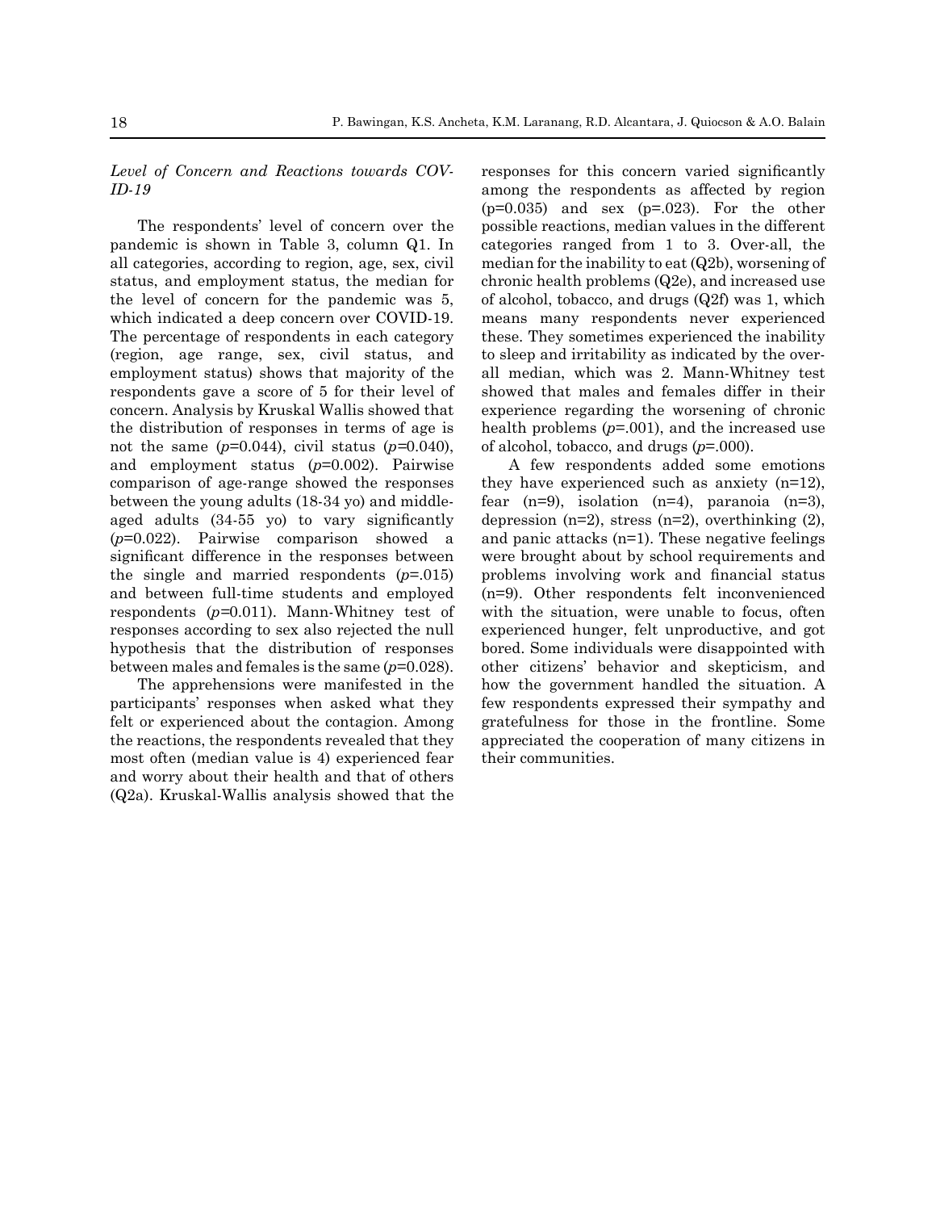*Level of Concern and Reactions towards COVID-19*

The respondents' level of concern over the pandemic is shown in Table 3, column Q1. In all categories, according to region, age, sex, civil status, and employment status, the median for the level of concern for the pandemic was 5, which indicated a deep concern over COVID-19. The percentage of respondents in each category (region, age range, sex, civil status, and employment status) shows that majority of the respondents gave a score of 5 for their level of concern. Analysis by Kruskal Wallis showed that the distribution of responses in terms of age is not the same ($p$=0.044), civil status ($p$=0.040), and employment status ($p$=0.002). Pairwise comparison of age-range showed the responses between the young adults (18-34 yo) and middle-aged adults (34-55 yo) to vary significantly ($p$=0.022). Pairwise comparison showed a significant difference in the responses between the single and married respondents ($p$=.015) and between full-time students and employed respondents ($p$=0.011). Mann-Whitney test of responses according to sex also rejected the null hypothesis that the distribution of responses between males and females is the same ($p$=0.028).

The apprehensions were manifested in the participants' responses when asked what they felt or experienced about the contagion. Among the reactions, the respondents revealed that they most often (median value is 4) experienced fear and worry about their health and that of others (Q2a). Kruskal-Wallis analysis showed that the responses for this concern varied significantly among the respondents as affected by region (p=0.035) and sex (p=.023). For the other possible reactions, median values in the different categories ranged from 1 to 3. Over-all, the median for the inability to eat (Q2b), worsening of chronic health problems (Q2e), and increased use of alcohol, tobacco, and drugs (Q2f) was 1, which means many respondents never experienced these. They sometimes experienced the inability to sleep and irritability as indicated by the over-all median, which was 2. Mann-Whitney test showed that males and females differ in their experience regarding the worsening of chronic health problems ($p$=.001), and the increased use of alcohol, tobacco, and drugs ($p$=.000).

A few respondents added some emotions they have experienced such as anxiety (n=12), fear (n=9), isolation (n=4), paranoia (n=3), depression (n=2), stress (n=2), overthinking (2), and panic attacks (n=1). These negative feelings were brought about by school requirements and problems involving work and financial status (n=9). Other respondents felt inconvenienced with the situation, were unable to focus, often experienced hunger, felt unproductive, and got bored. Some individuals were disappointed with other citizens' behavior and skepticism, and how the government handled the situation. A few respondents expressed their sympathy and gratefulness for those in the frontline. Some appreciated the cooperation of many citizens in their communities.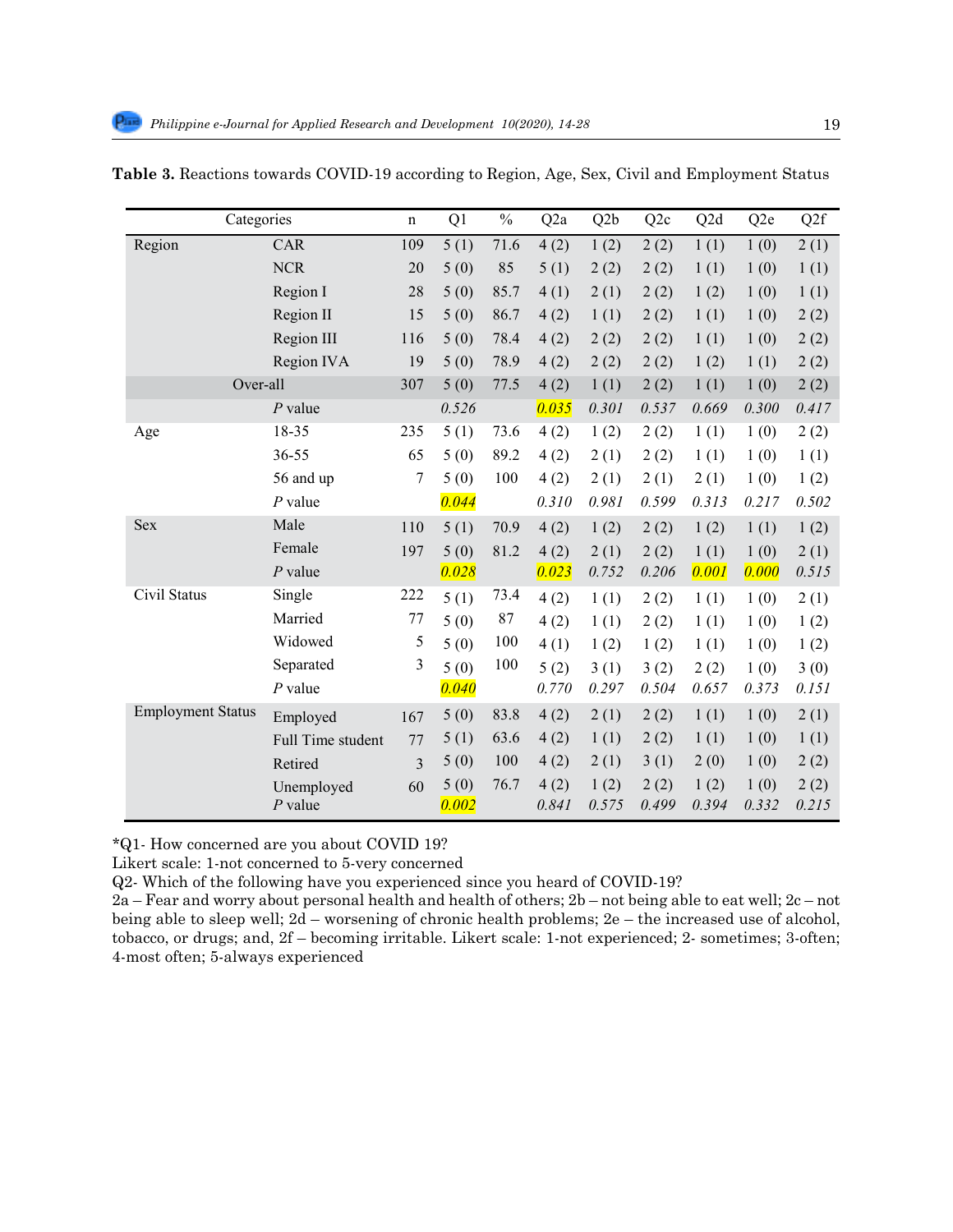**Table 3.** Reactions towards COVID-19 according to Region, Age, Sex, Civil and Employment Status

| Categories | | n | Q1 | % | Q2a | Q2b | Q2c | Q2d | Q2e | Q2f |
|---|---|---|---|---|---|---|---|---|---|---|
| Region | CAR | 109 | 5 (1) | 71.6 | 4 (2) | 1 (2) | 2 (2) | 1 (1) | 1 (0) | 2 (1) |
| | NCR | 20 | 5 (0) | 85 | 5 (1) | 2 (2) | 2 (2) | 1 (1) | 1 (0) | 1 (1) |
| | Region I | 28 | 5 (0) | 85.7 | 4 (1) | 2 (1) | 2 (2) | 1 (2) | 1 (0) | 1 (1) |
| | Region II | 15 | 5 (0) | 86.7 | 4 (2) | 1 (1) | 2 (2) | 1 (1) | 1 (0) | 2 (2) |
| | Region III | 116 | 5 (0) | 78.4 | 4 (2) | 2 (2) | 2 (2) | 1 (1) | 1 (0) | 2 (2) |
| | Region IVA | 19 | 5 (0) | 78.9 | 4 (2) | 2 (2) | 2 (2) | 1 (2) | 1 (1) | 2 (2) |
| Over-all | | 307 | 5 (0) | 77.5 | 4 (2) | 1 (1) | 2 (2) | 1 (1) | 1 (0) | 2 (2) |
| | *P* value | | *0.526* | | *0.035* | *0.301* | *0.537* | *0.669* | *0.300* | *0.417* |
| Age | 18-35 | 235 | 5 (1) | 73.6 | 4 (2) | 1 (2) | 2 (2) | 1 (1) | 1 (0) | 2 (2) |
| | 36-55 | 65 | 5 (0) | 89.2 | 4 (2) | 2 (1) | 2 (2) | 1 (1) | 1 (0) | 1 (1) |
| | 56 and up | 7 | 5 (0) | 100 | 4 (2) | 2 (1) | 2 (1) | 2 (1) | 1 (0) | 1 (2) |
| | *P* value | | *0.044* | | *0.310* | *0.981* | *0.599* | *0.313* | *0.217* | *0.502* |
| Sex | Male | 110 | 5 (1) | 70.9 | 4 (2) | 1 (2) | 2 (2) | 1 (2) | 1 (1) | 1 (2) |
| | Female | 197 | 5 (0) | 81.2 | 4 (2) | 2 (1) | 2 (2) | 1 (1) | 1 (0) | 2 (1) |
| | *P* value | | *0.028* | | *0.023* | *0.752* | *0.206* | *0.001* | *0.000* | *0.515* |
| Civil Status | Single | 222 | 5 (1) | 73.4 | 4 (2) | 1 (1) | 2 (2) | 1 (1) | 1 (0) | 2 (1) |
| | Married | 77 | 5 (0) | 87 | 4 (2) | 1 (1) | 2 (2) | 1 (1) | 1 (0) | 1 (2) |
| | Widowed | 5 | 5 (0) | 100 | 4 (1) | 1 (2) | 1 (2) | 1 (1) | 1 (0) | 1 (2) |
| | Separated | 3 | 5 (0) | 100 | 5 (2) | 3 (1) | 3 (2) | 2 (2) | 1 (0) | 3 (0) |
| | *P* value | | *0.040* | | *0.770* | *0.297* | *0.504* | *0.657* | *0.373* | *0.151* |
| Employment Status | Employed | 167 | 5 (0) | 83.8 | 4 (2) | 2 (1) | 2 (2) | 1 (1) | 1 (0) | 2 (1) |
| | Full Time student | 77 | 5 (1) | 63.6 | 4 (2) | 1 (1) | 2 (2) | 1 (1) | 1 (0) | 1 (1) |
| | Retired | 3 | 5 (0) | 100 | 4 (2) | 2 (1) | 3 (1) | 2 (0) | 1 (0) | 2 (2) |
| | Unemployed | 60 | 5 (0) | 76.7 | 4 (2) | 1 (2) | 2 (2) | 1 (2) | 1 (0) | 2 (2) |
| | *P* value | | *0.002* | | *0.841* | *0.575* | *0.499* | *0.394* | *0.332* | *0.215* |

*Q1- How concerned are you about COVID 19?
Likert scale: 1-not concerned to 5-very concerned
Q2- Which of the following have you experienced since you heard of COVID-19?
2a – Fear and worry about personal health and health of others; 2b – not being able to eat well; 2c – not being able to sleep well; 2d – worsening of chronic health problems; 2e – the increased use of alcohol, tobacco, or drugs; and, 2f – becoming irritable. Likert scale: 1-not experienced; 2- sometimes; 3-often; 4-most often; 5-always experienced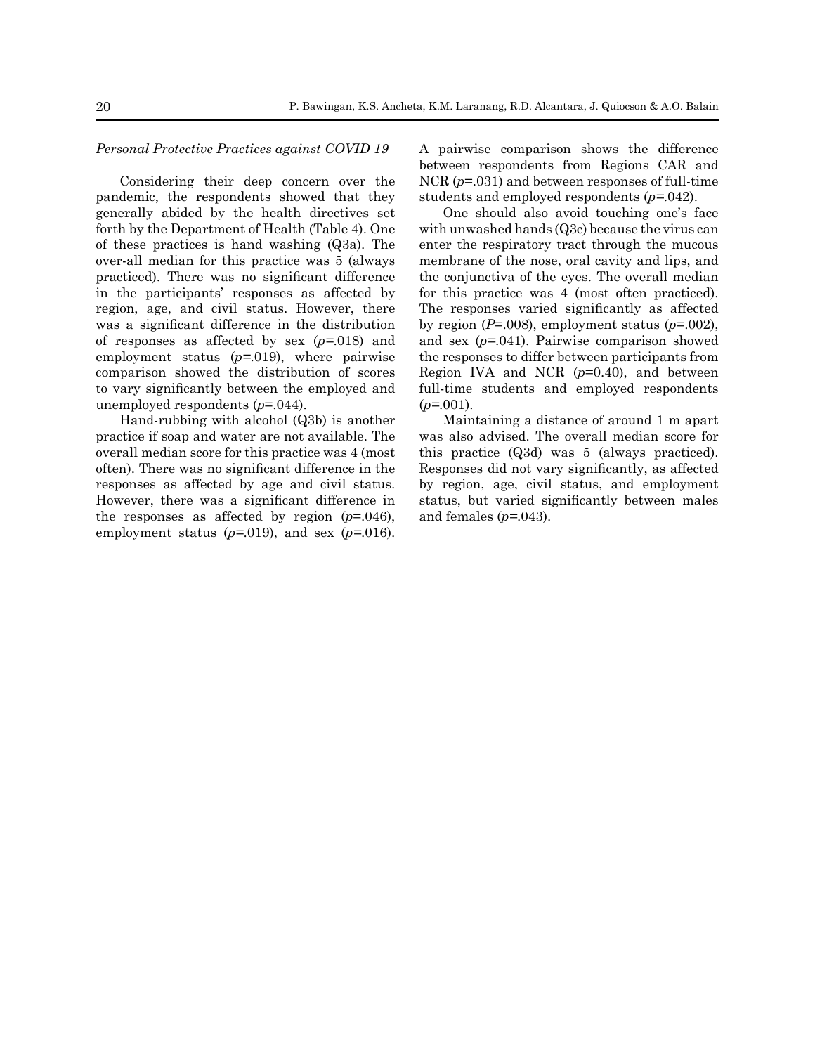*Personal Protective Practices against COVID 19*

Considering their deep concern over the pandemic, the respondents showed that they generally abided by the health directives set forth by the Department of Health (Table 4). One of these practices is hand washing (Q3a). The over-all median for this practice was 5 (always practiced). There was no significant difference in the participants' responses as affected by region, age, and civil status. However, there was a significant difference in the distribution of responses as affected by sex ($p$=.018) and employment status ($p$=.019), where pairwise comparison showed the distribution of scores to vary significantly between the employed and unemployed respondents ($p$=.044).

Hand-rubbing with alcohol (Q3b) is another practice if soap and water are not available. The overall median score for this practice was 4 (most often). There was no significant difference in the responses as affected by age and civil status. However, there was a significant difference in the responses as affected by region ($p$=.046), employment status ($p$=.019), and sex ($p$=.016). A pairwise comparison shows the difference between respondents from Regions CAR and NCR ($p$=.031) and between responses of full-time students and employed respondents ($p$=.042).

One should also avoid touching one's face with unwashed hands (Q3c) because the virus can enter the respiratory tract through the mucous membrane of the nose, oral cavity and lips, and the conjunctiva of the eyes. The overall median for this practice was 4 (most often practiced). The responses varied significantly as affected by region ($P$=.008), employment status ($p$=.002), and sex ($p$=.041). Pairwise comparison showed the responses to differ between participants from Region IVA and NCR ($p$=0.40), and between full-time students and employed respondents ($p$=.001).

Maintaining a distance of around 1 m apart was also advised. The overall median score for this practice (Q3d) was 5 (always practiced). Responses did not vary significantly, as affected by region, age, civil status, and employment status, but varied significantly between males and females ($p$=.043).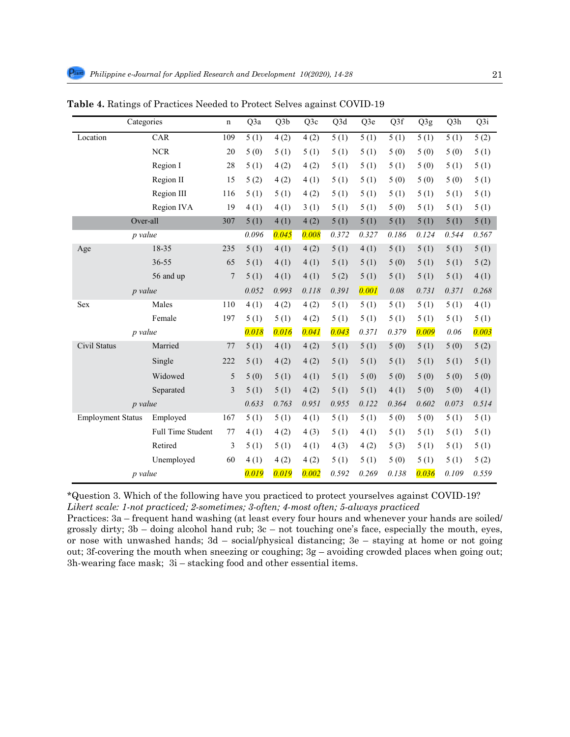**Table 4.** Ratings of Practices Needed to Protect Selves against COVID-19

| Categories | | n | Q3a | Q3b | Q3c | Q3d | Q3e | Q3f | Q3g | Q3h | Q3i |
|---|---|---|---|---|---|---|---|---|---|---|---|
| Location | CAR | 109 | 5 (1) | 4 (2) | 4 (2) | 5 (1) | 5 (1) | 5 (1) | 5 (1) | 5 (1) | 5 (2) |
| | NCR | 20 | 5 (0) | 5 (1) | 5 (1) | 5 (1) | 5 (1) | 5 (0) | 5 (0) | 5 (0) | 5 (1) |
| | Region I | 28 | 5 (1) | 4 (2) | 4 (2) | 5 (1) | 5 (1) | 5 (1) | 5 (0) | 5 (1) | 5 (1) |
| | Region II | 15 | 5 (2) | 4 (2) | 4 (1) | 5 (1) | 5 (1) | 5 (0) | 5 (0) | 5 (0) | 5 (1) |
| | Region III | 116 | 5 (1) | 5 (1) | 4 (2) | 5 (1) | 5 (1) | 5 (1) | 5 (1) | 5 (1) | 5 (1) |
| | Region IVA | 19 | 4 (1) | 4 (1) | 3 (1) | 5 (1) | 5 (1) | 5 (0) | 5 (1) | 5 (1) | 5 (1) |
| Over-all | | 307 | 5 (1) | 4 (1) | 4 (2) | 5 (1) | 5 (1) | 5 (1) | 5 (1) | 5 (1) | 5 (1) |
| *p value* | | | *0.096* | *0.045* | *0.008* | *0.372* | *0.327* | *0.186* | *0.124* | *0.544* | *0.567* |
| Age | 18-35 | 235 | 5 (1) | 4 (1) | 4 (2) | 5 (1) | 4 (1) | 5 (1) | 5 (1) | 5 (1) | 5 (1) |
| | 36-55 | 65 | 5 (1) | 4 (1) | 4 (1) | 5 (1) | 5 (1) | 5 (0) | 5 (1) | 5 (1) | 5 (2) |
| | 56 and up | 7 | 5 (1) | 4 (1) | 4 (1) | 5 (2) | 5 (1) | 5 (1) | 5 (1) | 5 (1) | 4 (1) |
| *p value* | | | *0.052* | *0.993* | *0.118* | *0.391* | *0.001* | *0.08* | *0.731* | *0.371* | *0.268* |
| Sex | Males | 110 | 4 (1) | 4 (2) | 4 (2) | 5 (1) | 5 (1) | 5 (1) | 5 (1) | 5 (1) | 4 (1) |
| | Female | 197 | 5 (1) | 5 (1) | 4 (2) | 5 (1) | 5 (1) | 5 (1) | 5 (1) | 5 (1) | 5 (1) |
| *p value* | | | *0.018* | *0.016* | *0.041* | *0.043* | *0.371* | *0.379* | *0.009* | *0.06* | *0.003* |
| Civil Status | Married | 77 | 5 (1) | 4 (1) | 4 (2) | 5 (1) | 5 (1) | 5 (0) | 5 (1) | 5 (0) | 5 (2) |
| | Single | 222 | 5 (1) | 4 (2) | 4 (2) | 5 (1) | 5 (1) | 5 (1) | 5 (1) | 5 (1) | 5 (1) |
| | Widowed | 5 | 5 (0) | 5 (1) | 4 (1) | 5 (1) | 5 (0) | 5 (0) | 5 (0) | 5 (0) | 5 (0) |
| | Separated | 3 | 5 (1) | 5 (1) | 4 (2) | 5 (1) | 5 (1) | 4 (1) | 5 (0) | 5 (0) | 4 (1) |
| *p value* | | | *0.633* | *0.763* | *0.951* | *0.955* | *0.122* | *0.364* | *0.602* | *0.073* | *0.514* |
| Employment Status | Employed | 167 | 5 (1) | 5 (1) | 4 (1) | 5 (1) | 5 (1) | 5 (0) | 5 (0) | 5 (1) | 5 (1) |
| | Full Time Student | 77 | 4 (1) | 4 (2) | 4 (3) | 5 (1) | 4 (1) | 5 (1) | 5 (1) | 5 (1) | 5 (1) |
| | Retired | 3 | 5 (1) | 5 (1) | 4 (1) | 4 (3) | 4 (2) | 5 (3) | 5 (1) | 5 (1) | 5 (1) |
| | Unemployed | 60 | 4 (1) | 4 (2) | 4 (2) | 5 (1) | 5 (1) | 5 (0) | 5 (1) | 5 (1) | 5 (2) |
| *p value* | | | *0.019* | *0.019* | *0.002* | *0.592* | *0.269* | *0.138* | *0.036* | *0.109* | *0.559* |

*Question 3. Which of the following have you practiced to protect yourselves against COVID-19?
*Likert scale: 1-not practiced; 2-sometimes; 3-often; 4-most often; 5-always practiced*
Practices: 3a – frequent hand washing (at least every four hours and whenever your hands are soiled/ grossly dirty; 3b – doing alcohol hand rub; 3c – not touching one's face, especially the mouth, eyes, or nose with unwashed hands; 3d – social/physical distancing; 3e – staying at home or not going out; 3f-covering the mouth when sneezing or coughing; 3g – avoiding crowded places when going out; 3h-wearing face mask; 3i – stacking food and other essential items.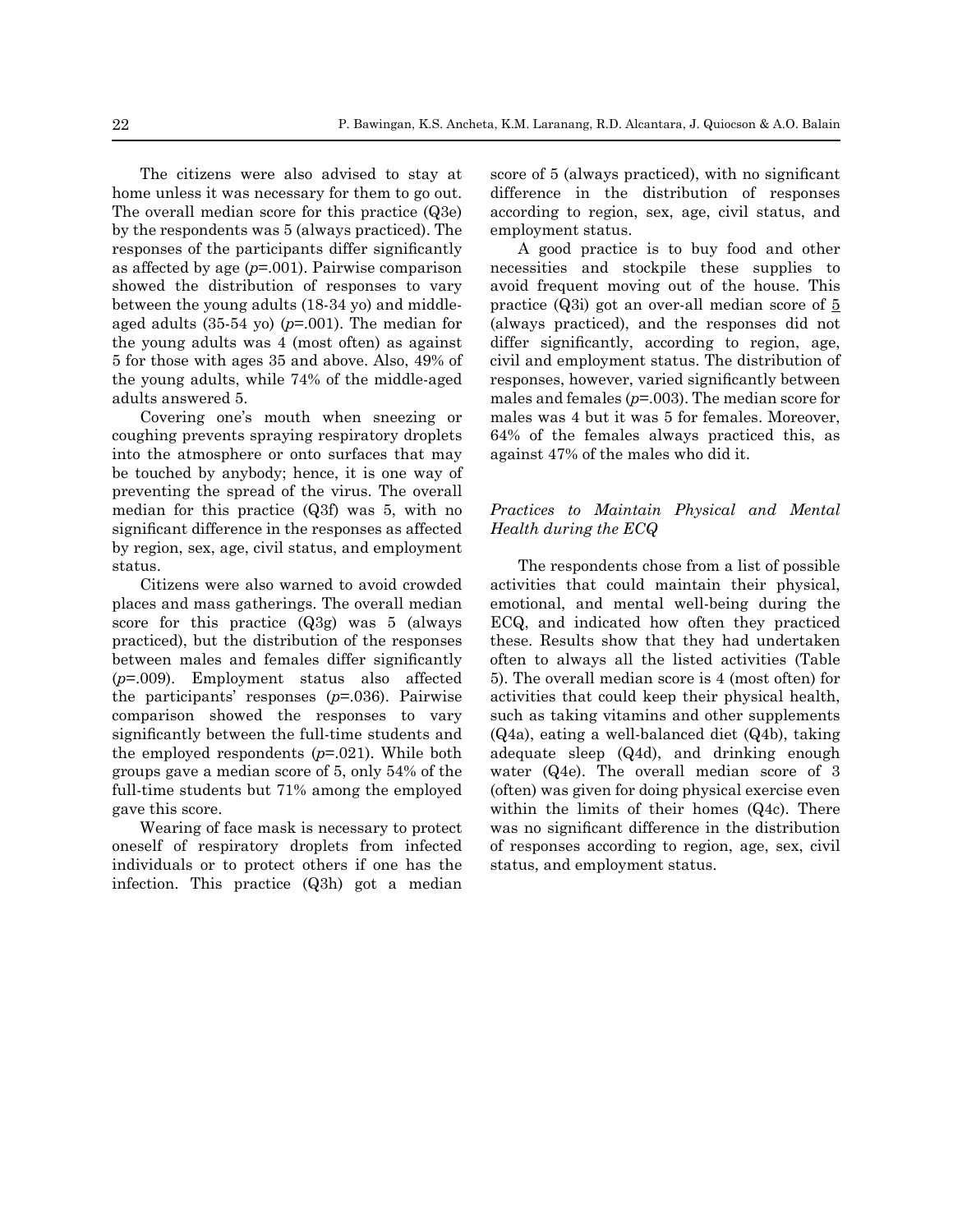The citizens were also advised to stay at home unless it was necessary for them to go out. The overall median score for this practice (Q3e) by the respondents was 5 (always practiced). The responses of the participants differ significantly as affected by age (*p*=.001). Pairwise comparison showed the distribution of responses to vary between the young adults (18-34 yo) and middle-aged adults (35-54 yo) (*p*=.001). The median for the young adults was 4 (most often) as against 5 for those with ages 35 and above. Also, 49% of the young adults, while 74% of the middle-aged adults answered 5.

Covering one's mouth when sneezing or coughing prevents spraying respiratory droplets into the atmosphere or onto surfaces that may be touched by anybody; hence, it is one way of preventing the spread of the virus. The overall median for this practice (Q3f) was 5, with no significant difference in the responses as affected by region, sex, age, civil status, and employment status.

Citizens were also warned to avoid crowded places and mass gatherings. The overall median score for this practice (Q3g) was 5 (always practiced), but the distribution of the responses between males and females differ significantly (*p*=.009). Employment status also affected the participants' responses (*p*=.036). Pairwise comparison showed the responses to vary significantly between the full-time students and the employed respondents (*p*=.021). While both groups gave a median score of 5, only 54% of the full-time students but 71% among the employed gave this score.

Wearing of face mask is necessary to protect oneself of respiratory droplets from infected individuals or to protect others if one has the infection. This practice (Q3h) got a median score of 5 (always practiced), with no significant difference in the distribution of responses according to region, sex, age, civil status, and employment status.

A good practice is to buy food and other necessities and stockpile these supplies to avoid frequent moving out of the house. This practice (Q3i) got an over-all median score of 5 (always practiced), and the responses did not differ significantly, according to region, age, civil and employment status. The distribution of responses, however, varied significantly between males and females (*p*=.003). The median score for males was 4 but it was 5 for females. Moreover, 64% of the females always practiced this, as against 47% of the males who did it.

*Practices to Maintain Physical and Mental Health during the ECQ*

The respondents chose from a list of possible activities that could maintain their physical, emotional, and mental well-being during the ECQ, and indicated how often they practiced these. Results show that they had undertaken often to always all the listed activities (Table 5). The overall median score is 4 (most often) for activities that could keep their physical health, such as taking vitamins and other supplements (Q4a), eating a well-balanced diet (Q4b), taking adequate sleep (Q4d), and drinking enough water (Q4e). The overall median score of 3 (often) was given for doing physical exercise even within the limits of their homes (Q4c). There was no significant difference in the distribution of responses according to region, age, sex, civil status, and employment status.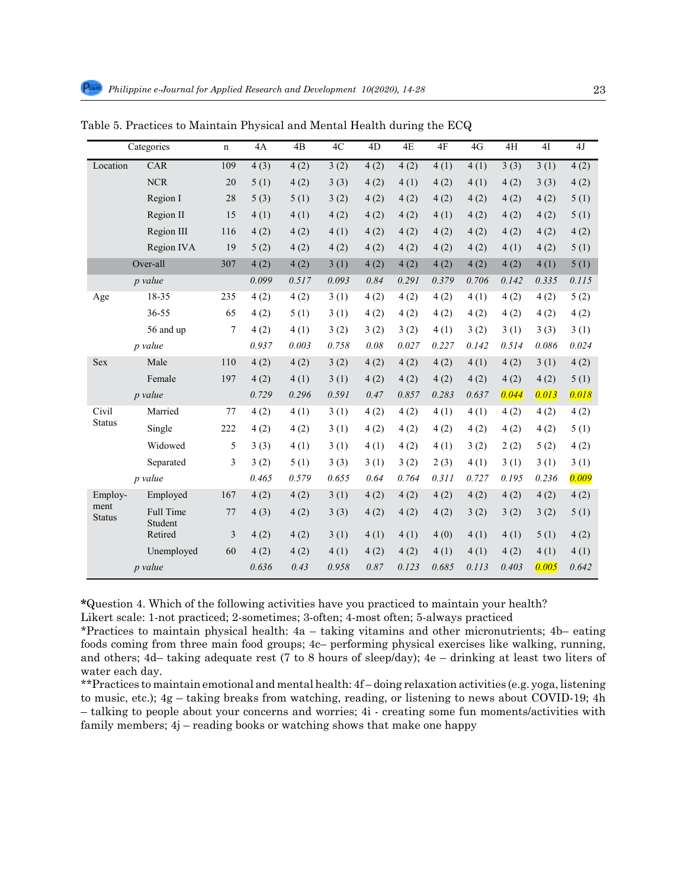Table 5. Practices to Maintain Physical and Mental Health during the ECQ

| Categories | | n | 4A | 4B | 4C | 4D | 4E | 4F | 4G | 4H | 4I | 4J |
|---|---|---|---|---|---|---|---|---|---|---|---|---|
| Location | CAR | 109 | 4 (3) | 4 (2) | 3 (2) | 4 (2) | 4 (2) | 4 (1) | 4 (1) | 3 (3) | 3 (1) | 4 (2) |
| | NCR | 20 | 5 (1) | 4 (2) | 3 (3) | 4 (2) | 4 (1) | 4 (2) | 4 (1) | 4 (2) | 3 (3) | 4 (2) |
| | Region I | 28 | 5 (3) | 5 (1) | 3 (2) | 4 (2) | 4 (2) | 4 (2) | 4 (2) | 4 (2) | 4 (2) | 5 (1) |
| | Region II | 15 | 4 (1) | 4 (1) | 4 (2) | 4 (2) | 4 (2) | 4 (1) | 4 (2) | 4 (2) | 4 (2) | 5 (1) |
| | Region III | 116 | 4 (2) | 4 (2) | 4 (1) | 4 (2) | 4 (2) | 4 (2) | 4 (2) | 4 (2) | 4 (2) | 4 (2) |
| | Region IVA | 19 | 5 (2) | 4 (2) | 4 (2) | 4 (2) | 4 (2) | 4 (2) | 4 (2) | 4 (1) | 4 (2) | 5 (1) |
| | Over-all | 307 | 4 (2) | 4 (2) | 3 (1) | 4 (2) | 4 (2) | 4 (2) | 4 (2) | 4 (2) | 4 (1) | 5 (1) |
| | *p value* | | *0.099* | *0.517* | *0.093* | *0.84* | *0.291* | *0.379* | *0.706* | *0.142* | *0.335* | *0.115* |
| Age | 18-35 | 235 | 4 (2) | 4 (2) | 3 (1) | 4 (2) | 4 (2) | 4 (2) | 4 (1) | 4 (2) | 4 (2) | 5 (2) |
| | 36-55 | 65 | 4 (2) | 5 (1) | 3 (1) | 4 (2) | 4 (2) | 4 (2) | 4 (2) | 4 (2) | 4 (2) | 4 (2) |
| | 56 and up | 7 | 4 (2) | 4 (1) | 3 (2) | 3 (2) | 3 (2) | 4 (1) | 3 (2) | 3 (1) | 3 (3) | 3 (1) |
| | *p value* | | *0.937* | *0.003* | *0.758* | *0.08* | *0.027* | *0.227* | *0.142* | *0.514* | *0.086* | *0.024* |
| Sex | Male | 110 | 4 (2) | 4 (2) | 3 (2) | 4 (2) | 4 (2) | 4 (2) | 4 (1) | 4 (2) | 3 (1) | 4 (2) |
| | Female | 197 | 4 (2) | 4 (1) | 3 (1) | 4 (2) | 4 (2) | 4 (2) | 4 (2) | 4 (2) | 4 (2) | 5 (1) |
| | *p value* | | *0.729* | *0.296* | *0.591* | *0.47* | *0.857* | *0.283* | *0.637* | *0.044* | *0.013* | *0.018* |
| Civil Status | Married | 77 | 4 (2) | 4 (1) | 3 (1) | 4 (2) | 4 (2) | 4 (1) | 4 (1) | 4 (2) | 4 (2) | 4 (2) |
| | Single | 222 | 4 (2) | 4 (2) | 3 (1) | 4 (2) | 4 (2) | 4 (2) | 4 (2) | 4 (2) | 4 (2) | 5 (1) |
| | Widowed | 5 | 3 (3) | 4 (1) | 3 (1) | 4 (1) | 4 (2) | 4 (1) | 3 (2) | 2 (2) | 5 (2) | 4 (2) |
| | Separated | 3 | 3 (2) | 5 (1) | 3 (3) | 3 (1) | 3 (2) | 2 (3) | 4 (1) | 3 (1) | 3 (1) | 3 (1) |
| | *p value* | | *0.465* | *0.579* | *0.655* | *0.64* | *0.764* | *0.311* | *0.727* | *0.195* | *0.236* | *0.009* |
| Employment Status | Employed | 167 | 4 (2) | 4 (2) | 3 (1) | 4 (2) | 4 (2) | 4 (2) | 4 (2) | 4 (2) | 4 (2) | 4 (2) |
| | Full Time Student | 77 | 4 (3) | 4 (2) | 3 (3) | 4 (2) | 4 (2) | 4 (2) | 3 (2) | 3 (2) | 3 (2) | 5 (1) |
| | Retired | 3 | 4 (2) | 4 (2) | 3 (1) | 4 (1) | 4 (1) | 4 (0) | 4 (1) | 4 (1) | 5 (1) | 4 (2) |
| | Unemployed | 60 | 4 (2) | 4 (2) | 4 (1) | 4 (2) | 4 (2) | 4 (1) | 4 (1) | 4 (2) | 4 (1) | 4 (1) |
| | *p value* | | *0.636* | *0.43* | *0.958* | *0.87* | *0.123* | *0.685* | *0.113* | *0.403* | *0.005* | *0.642* |

*Question 4. Which of the following activities have you practiced to maintain your health?
Likert scale: 1-not practiced; 2-sometimes; 3-often; 4-most often; 5-always practiced
*Practices to maintain physical health: 4a – taking vitamins and other micronutrients; 4b– eating foods coming from three main food groups; 4c– performing physical exercises like walking, running, and others; 4d– taking adequate rest (7 to 8 hours of sleep/day); 4e – drinking at least two liters of water each day.
**Practices to maintain emotional and mental health: 4f – doing relaxation activities (e.g. yoga, listening to music, etc.); 4g – taking breaks from watching, reading, or listening to news about COVID-19; 4h – talking to people about your concerns and worries; 4i - creating some fun moments/activities with family members; 4j – reading books or watching shows that make one happy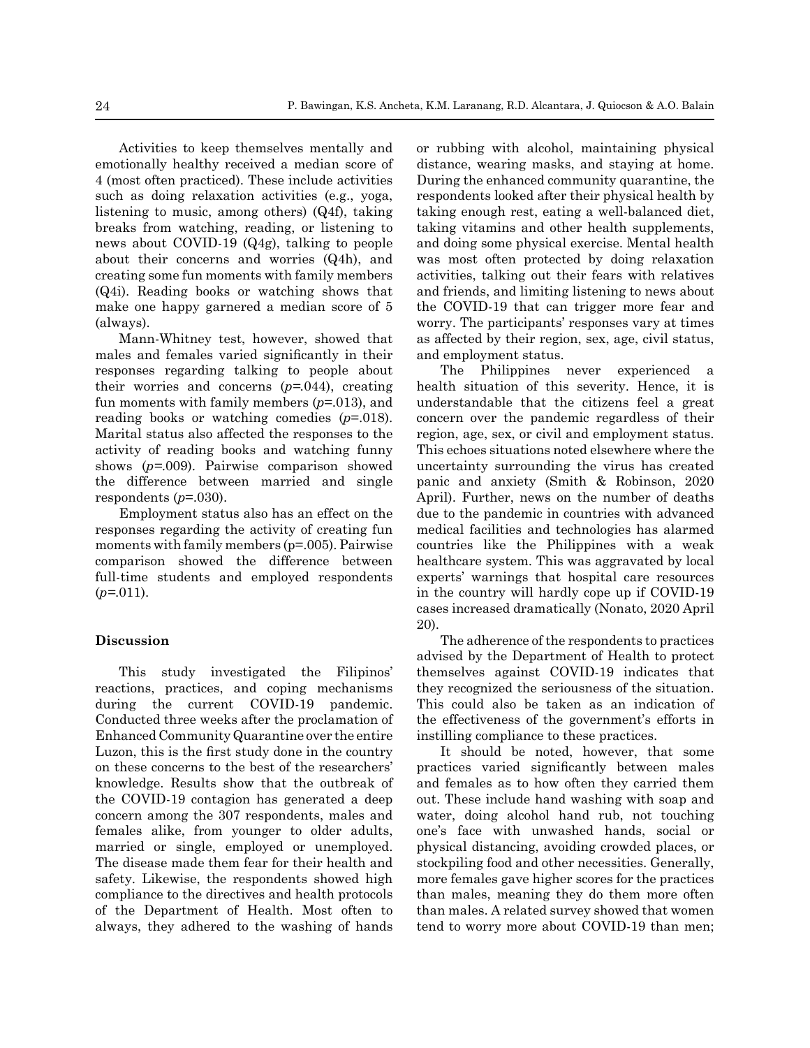Activities to keep themselves mentally and emotionally healthy received a median score of 4 (most often practiced). These include activities such as doing relaxation activities (e.g., yoga, listening to music, among others) (Q4f), taking breaks from watching, reading, or listening to news about COVID-19 (Q4g), talking to people about their concerns and worries (Q4h), and creating some fun moments with family members (Q4i). Reading books or watching shows that make one happy garnered a median score of 5 (always).

Mann-Whitney test, however, showed that males and females varied significantly in their responses regarding talking to people about their worries and concerns ($p$=.044), creating fun moments with family members ($p$=.013), and reading books or watching comedies ($p$=.018). Marital status also affected the responses to the activity of reading books and watching funny shows ($p$=.009). Pairwise comparison showed the difference between married and single respondents ($p$=.030).

Employment status also has an effect on the responses regarding the activity of creating fun moments with family members (p=.005). Pairwise comparison showed the difference between full-time students and employed respondents ($p$=.011).

## Discussion

This study investigated the Filipinos' reactions, practices, and coping mechanisms during the current COVID-19 pandemic. Conducted three weeks after the proclamation of Enhanced Community Quarantine over the entire Luzon, this is the first study done in the country on these concerns to the best of the researchers' knowledge. Results show that the outbreak of the COVID-19 contagion has generated a deep concern among the 307 respondents, males and females alike, from younger to older adults, married or single, employed or unemployed. The disease made them fear for their health and safety. Likewise, the respondents showed high compliance to the directives and health protocols of the Department of Health. Most often to always, they adhered to the washing of hands or rubbing with alcohol, maintaining physical distance, wearing masks, and staying at home. During the enhanced community quarantine, the respondents looked after their physical health by taking enough rest, eating a well-balanced diet, taking vitamins and other health supplements, and doing some physical exercise. Mental health was most often protected by doing relaxation activities, talking out their fears with relatives and friends, and limiting listening to news about the COVID-19 that can trigger more fear and worry. The participants' responses vary at times as affected by their region, sex, age, civil status, and employment status.

The Philippines never experienced a health situation of this severity. Hence, it is understandable that the citizens feel a great concern over the pandemic regardless of their region, age, sex, or civil and employment status. This echoes situations noted elsewhere where the uncertainty surrounding the virus has created panic and anxiety (Smith & Robinson, 2020 April). Further, news on the number of deaths due to the pandemic in countries with advanced medical facilities and technologies has alarmed countries like the Philippines with a weak healthcare system. This was aggravated by local experts' warnings that hospital care resources in the country will hardly cope up if COVID-19 cases increased dramatically (Nonato, 2020 April 20).

The adherence of the respondents to practices advised by the Department of Health to protect themselves against COVID-19 indicates that they recognized the seriousness of the situation. This could also be taken as an indication of the effectiveness of the government's efforts in instilling compliance to these practices.

It should be noted, however, that some practices varied significantly between males and females as to how often they carried them out. These include hand washing with soap and water, doing alcohol hand rub, not touching one's face with unwashed hands, social or physical distancing, avoiding crowded places, or stockpiling food and other necessities. Generally, more females gave higher scores for the practices than males, meaning they do them more often than males. A related survey showed that women tend to worry more about COVID-19 than men;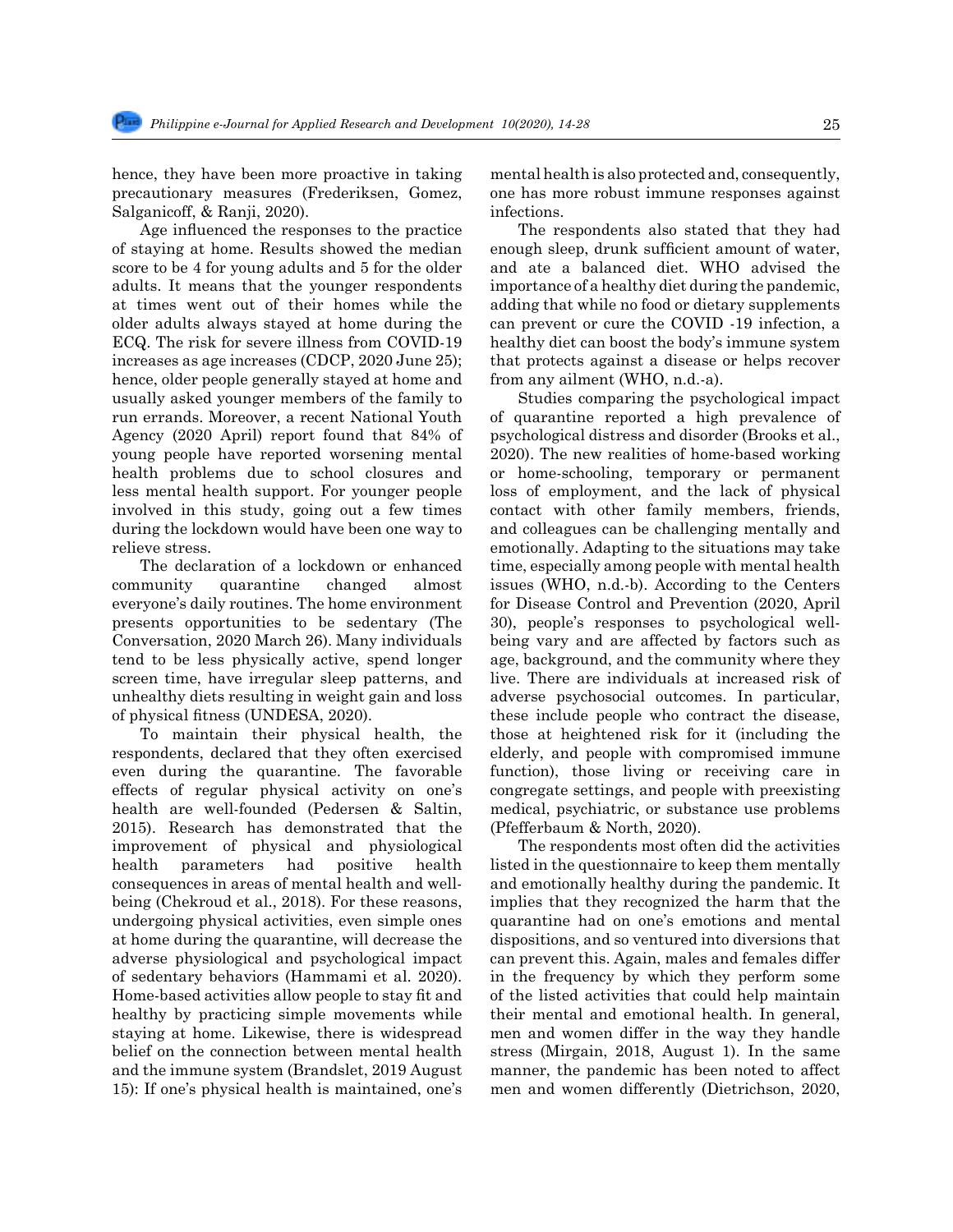hence, they have been more proactive in taking precautionary measures (Frederiksen, Gomez, Salganicoff, & Ranji, 2020).

Age influenced the responses to the practice of staying at home. Results showed the median score to be 4 for young adults and 5 for the older adults. It means that the younger respondents at times went out of their homes while the older adults always stayed at home during the ECQ. The risk for severe illness from COVID-19 increases as age increases (CDCP, 2020 June 25); hence, older people generally stayed at home and usually asked younger members of the family to run errands. Moreover, a recent National Youth Agency (2020 April) report found that 84% of young people have reported worsening mental health problems due to school closures and less mental health support. For younger people involved in this study, going out a few times during the lockdown would have been one way to relieve stress.

The declaration of a lockdown or enhanced community quarantine changed almost everyone's daily routines. The home environment presents opportunities to be sedentary (The Conversation, 2020 March 26). Many individuals tend to be less physically active, spend longer screen time, have irregular sleep patterns, and unhealthy diets resulting in weight gain and loss of physical fitness (UNDESA, 2020).

To maintain their physical health, the respondents, declared that they often exercised even during the quarantine. The favorable effects of regular physical activity on one's health are well-founded (Pedersen & Saltin, 2015). Research has demonstrated that the improvement of physical and physiological health parameters had positive health consequences in areas of mental health and well-being (Chekroud et al., 2018). For these reasons, undergoing physical activities, even simple ones at home during the quarantine, will decrease the adverse physiological and psychological impact of sedentary behaviors (Hammami et al. 2020). Home-based activities allow people to stay fit and healthy by practicing simple movements while staying at home. Likewise, there is widespread belief on the connection between mental health and the immune system (Brandslet, 2019 August 15): If one's physical health is maintained, one's mental health is also protected and, consequently, one has more robust immune responses against infections.

The respondents also stated that they had enough sleep, drunk sufficient amount of water, and ate a balanced diet. WHO advised the importance of a healthy diet during the pandemic, adding that while no food or dietary supplements can prevent or cure the COVID -19 infection, a healthy diet can boost the body's immune system that protects against a disease or helps recover from any ailment (WHO, n.d.-a).

Studies comparing the psychological impact of quarantine reported a high prevalence of psychological distress and disorder (Brooks et al., 2020). The new realities of home-based working or home-schooling, temporary or permanent loss of employment, and the lack of physical contact with other family members, friends, and colleagues can be challenging mentally and emotionally. Adapting to the situations may take time, especially among people with mental health issues (WHO, n.d.-b). According to the Centers for Disease Control and Prevention (2020, April 30), people's responses to psychological well-being vary and are affected by factors such as age, background, and the community where they live. There are individuals at increased risk of adverse psychosocial outcomes. In particular, these include people who contract the disease, those at heightened risk for it (including the elderly, and people with compromised immune function), those living or receiving care in congregate settings, and people with preexisting medical, psychiatric, or substance use problems (Pfefferbaum & North, 2020).

The respondents most often did the activities listed in the questionnaire to keep them mentally and emotionally healthy during the pandemic. It implies that they recognized the harm that the quarantine had on one's emotions and mental dispositions, and so ventured into diversions that can prevent this. Again, males and females differ in the frequency by which they perform some of the listed activities that could help maintain their mental and emotional health. In general, men and women differ in the way they handle stress (Mirgain, 2018, August 1). In the same manner, the pandemic has been noted to affect men and women differently (Dietrichson, 2020,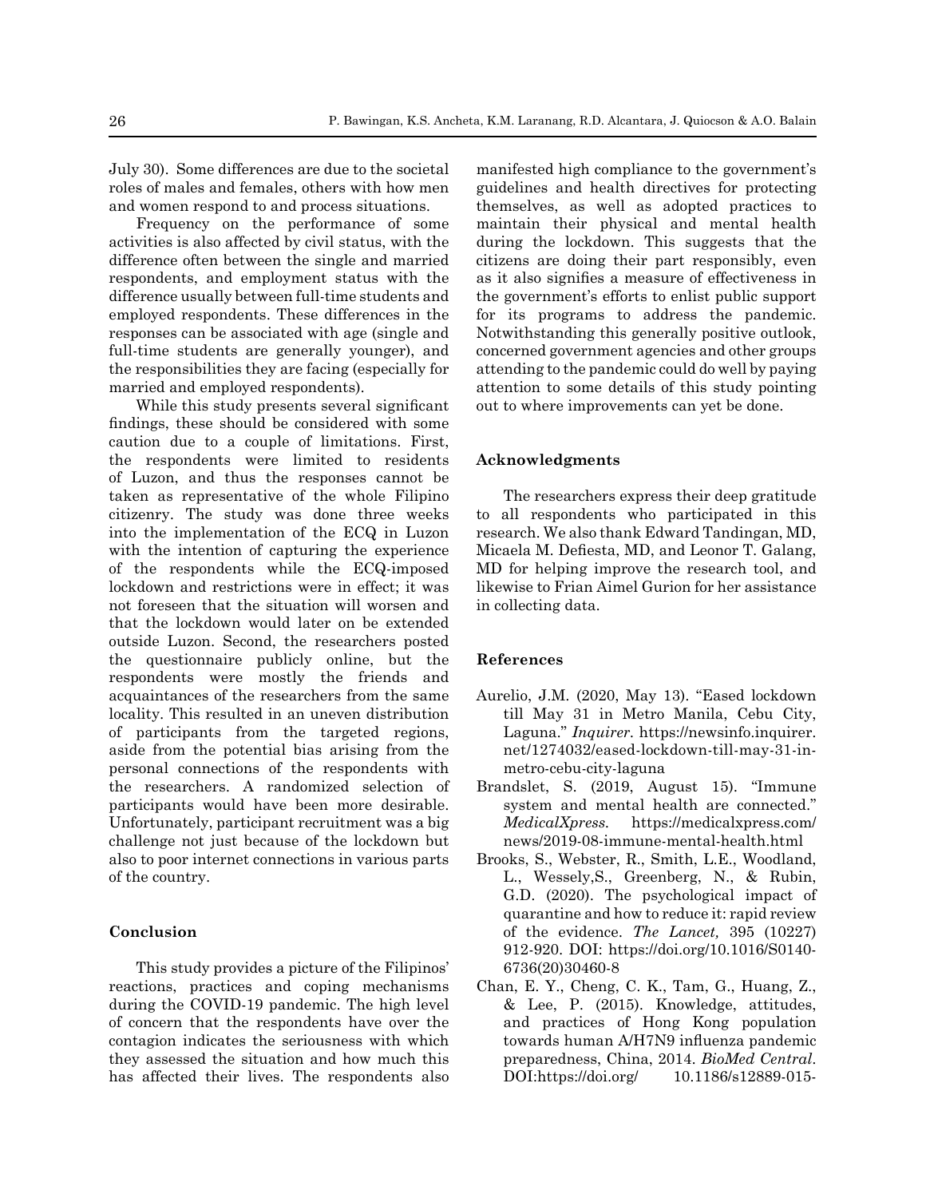July 30). Some differences are due to the societal roles of males and females, others with how men and women respond to and process situations.

Frequency on the performance of some activities is also affected by civil status, with the difference often between the single and married respondents, and employment status with the difference usually between full-time students and employed respondents. These differences in the responses can be associated with age (single and full-time students are generally younger), and the responsibilities they are facing (especially for married and employed respondents).

While this study presents several significant findings, these should be considered with some caution due to a couple of limitations. First, the respondents were limited to residents of Luzon, and thus the responses cannot be taken as representative of the whole Filipino citizenry. The study was done three weeks into the implementation of the ECQ in Luzon with the intention of capturing the experience of the respondents while the ECQ-imposed lockdown and restrictions were in effect; it was not foreseen that the situation will worsen and that the lockdown would later on be extended outside Luzon. Second, the researchers posted the questionnaire publicly online, but the respondents were mostly the friends and acquaintances of the researchers from the same locality. This resulted in an uneven distribution of participants from the targeted regions, aside from the potential bias arising from the personal connections of the respondents with the researchers. A randomized selection of participants would have been more desirable. Unfortunately, participant recruitment was a big challenge not just because of the lockdown but also to poor internet connections in various parts of the country.

## Conclusion

This study provides a picture of the Filipinos' reactions, practices and coping mechanisms during the COVID-19 pandemic. The high level of concern that the respondents have over the contagion indicates the seriousness with which they assessed the situation and how much this has affected their lives. The respondents also manifested high compliance to the government's guidelines and health directives for protecting themselves, as well as adopted practices to maintain their physical and mental health during the lockdown. This suggests that the citizens are doing their part responsibly, even as it also signifies a measure of effectiveness in the government's efforts to enlist public support for its programs to address the pandemic. Notwithstanding this generally positive outlook, concerned government agencies and other groups attending to the pandemic could do well by paying attention to some details of this study pointing out to where improvements can yet be done.

## Acknowledgments

The researchers express their deep gratitude to all respondents who participated in this research. We also thank Edward Tandingan, MD, Micaela M. Defiesta, MD, and Leonor T. Galang, MD for helping improve the research tool, and likewise to Frian Aimel Gurion for her assistance in collecting data.

## References

Aurelio, J.M. (2020, May 13). "Eased lockdown till May 31 in Metro Manila, Cebu City, Laguna." *Inquirer*. https://newsinfo.inquirer.net/1274032/eased-lockdown-till-may-31-in-metro-cebu-city-laguna

Brandslet, S. (2019, August 15). "Immune system and mental health are connected." *MedicalXpress.* https://medicalxpress.com/news/2019-08-immune-mental-health.html

Brooks, S., Webster, R., Smith, L.E., Woodland, L., Wessely,S., Greenberg, N., & Rubin, G.D. (2020). The psychological impact of quarantine and how to reduce it: rapid review of the evidence. *The Lancet,* 395 (10227) 912-920. DOI: https://doi.org/10.1016/S0140-6736(20)30460-8

Chan, E. Y., Cheng, C. K., Tam, G., Huang, Z., & Lee, P. (2015). Knowledge, attitudes, and practices of Hong Kong population towards human A/H7N9 influenza pandemic preparedness, China, 2014. *BioMed Central*. DOI:https://doi.org/ 10.1186/s12889-015-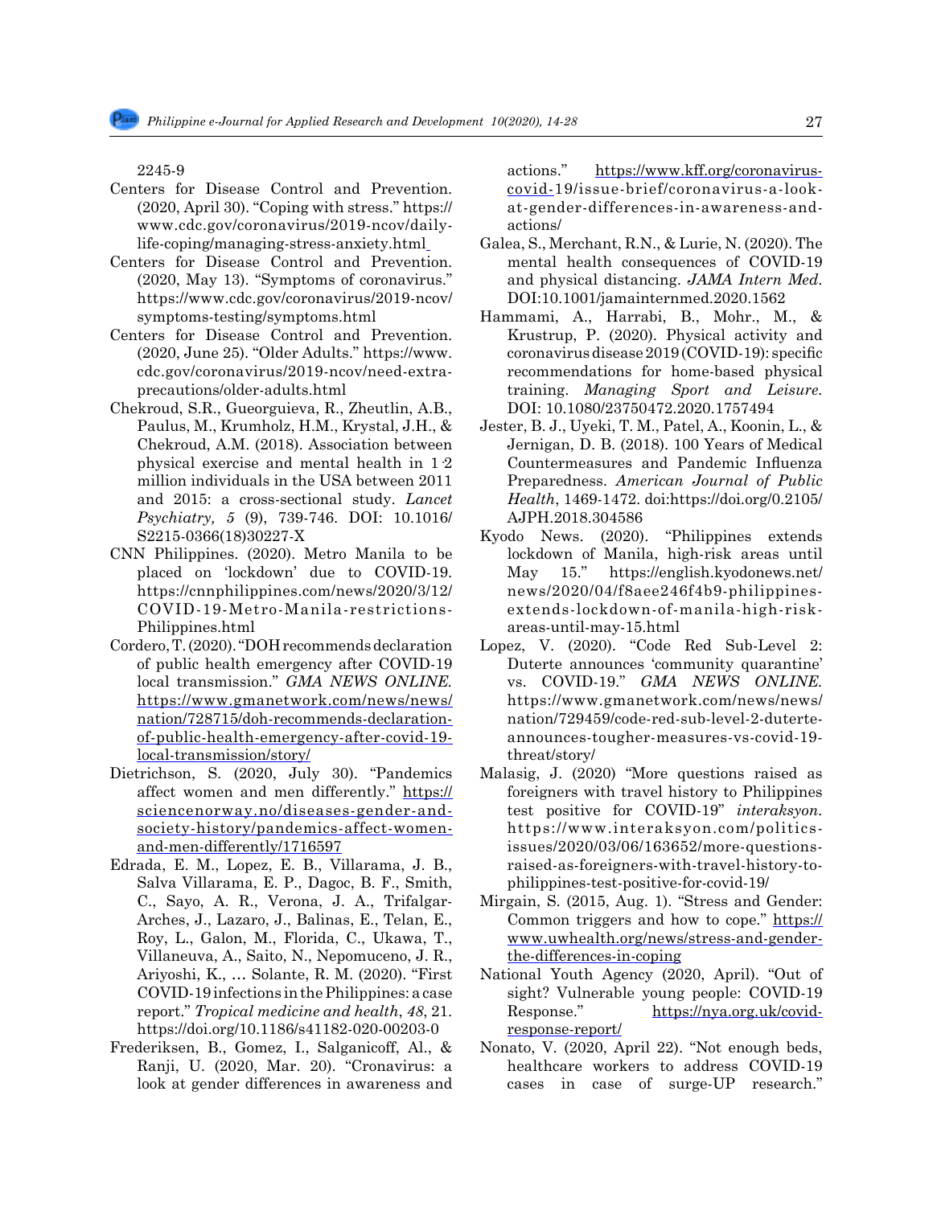2245-9

Centers for Disease Control and Prevention. (2020, April 30). "Coping with stress." https://www.cdc.gov/coronavirus/2019-ncov/daily-life-coping/managing-stress-anxiety.html

Centers for Disease Control and Prevention. (2020, May 13). "Symptoms of coronavirus." https://www.cdc.gov/coronavirus/2019-ncov/symptoms-testing/symptoms.html

Centers for Disease Control and Prevention. (2020, June 25). "Older Adults." https://www.cdc.gov/coronavirus/2019-ncov/need-extra-precautions/older-adults.html

Chekroud, S.R., Gueorguieva, R., Zheutlin, A.B., Paulus, M., Krumholz, H.M., Krystal, J.H., & Chekroud, A.M. (2018). Association between physical exercise and mental health in 1·2 million individuals in the USA between 2011 and 2015: a cross-sectional study. *Lancet Psychiatry, 5* (9), 739-746. DOI: 10.1016/S2215-0366(18)30227-X

CNN Philippines. (2020). Metro Manila to be placed on 'lockdown' due to COVID-19. https://cnnphilippines.com/news/2020/3/12/COVID-19-Metro-Manila-restrictions-Philippines.html

Cordero, T. (2020). "DOH recommends declaration of public health emergency after COVID-19 local transmission." *GMA NEWS ONLINE.* https://www.gmanetwork.com/news/news/nation/728715/doh-recommends-declaration-of-public-health-emergency-after-covid-19-local-transmission/story/

Dietrichson, S. (2020, July 30). "Pandemics affect women and men differently." https://sciencenorway.no/diseases-gender-and-society-history/pandemics-affect-women-and-men-differently/1716597

Edrada, E. M., Lopez, E. B., Villarama, J. B., Salva Villarama, E. P., Dagoc, B. F., Smith, C., Sayo, A. R., Verona, J. A., Trifalgar-Arches, J., Lazaro, J., Balinas, E., Telan, E., Roy, L., Galon, M., Florida, C., Ukawa, T., Villaneuva, A., Saito, N., Nepomuceno, J. R., Ariyoshi, K., … Solante, R. M. (2020). "First COVID-19 infections in the Philippines: a case report." *Tropical medicine and health*, *48*, 21. https://doi.org/10.1186/s41182-020-00203-0

Frederiksen, B., Gomez, I., Salganicoff, Al., & Ranji, U. (2020, Mar. 20). "Cronavirus: a look at gender differences in awareness and actions." https://www.kff.org/coronavirus-covid-19/issue-brief/coronavirus-a-look-at-gender-differences-in-awareness-and-actions/

Galea, S., Merchant, R.N., & Lurie, N. (2020). The mental health consequences of COVID-19 and physical distancing. *JAMA Intern Med*. DOI:10.1001/jamainternmed.2020.1562

Hammami, A., Harrabi, B., Mohr., M., & Krustrup, P. (2020). Physical activity and coronavirus disease 2019 (COVID-19): specific recommendations for home-based physical training. *Managing Sport and Leisure.* DOI: 10.1080/23750472.2020.1757494

Jester, B. J., Uyeki, T. M., Patel, A., Koonin, L., & Jernigan, D. B. (2018). 100 Years of Medical Countermeasures and Pandemic Influenza Preparedness. *American Journal of Public Health*, 1469-1472. doi:https://doi.org/0.2105/AJPH.2018.304586

Kyodo News. (2020). "Philippines extends lockdown of Manila, high-risk areas until May 15." https://english.kyodonews.net/news/2020/04/f8aee246f4b9-philippines-extends-lockdown-of-manila-high-risk-areas-until-may-15.html

Lopez, V. (2020). "Code Red Sub-Level 2: Duterte announces 'community quarantine' vs. COVID-19." *GMA NEWS ONLINE.* https://www.gmanetwork.com/news/news/nation/729459/code-red-sub-level-2-duterte-announces-tougher-measures-vs-covid-19-threat/story/

Malasig, J. (2020) "More questions raised as foreigners with travel history to Philippines test positive for COVID-19" *interaksyon.* https://www.interaksyon.com/politics-issues/2020/03/06/163652/more-questions-raised-as-foreigners-with-travel-history-to-philippines-test-positive-for-covid-19/

Mirgain, S. (2015, Aug. 1). "Stress and Gender: Common triggers and how to cope." https://www.uwhealth.org/news/stress-and-gender-the-differences-in-coping

National Youth Agency (2020, April). "Out of sight? Vulnerable young people: COVID-19 Response." https://nya.org.uk/covid-response-report/

Nonato, V. (2020, April 22). "Not enough beds, healthcare workers to address COVID-19 cases in case of surge-UP research."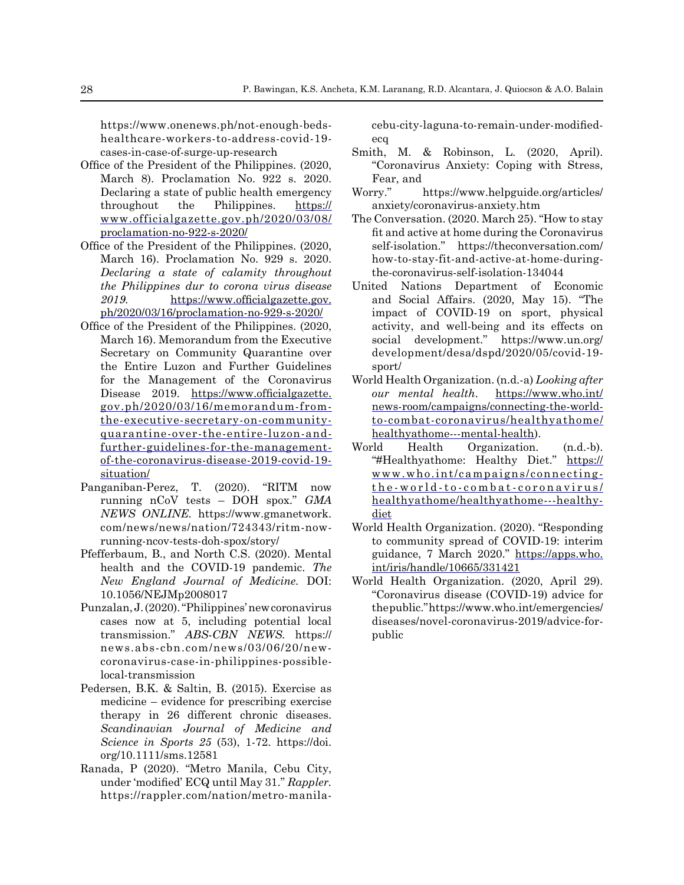https://www.onenews.ph/not-enough-beds-healthcare-workers-to-address-covid-19-cases-in-case-of-surge-up-research

Office of the President of the Philippines. (2020, March 8). Proclamation No. 922 s. 2020. Declaring a state of public health emergency throughout the Philippines. https://www.officialgazette.gov.ph/2020/03/08/proclamation-no-922-s-2020/

Office of the President of the Philippines. (2020, March 16). Proclamation No. 929 s. 2020. *Declaring a state of calamity throughout the Philippines dur to corona virus disease 2019*. https://www.officialgazette.gov.ph/2020/03/16/proclamation-no-929-s-2020/

Office of the President of the Philippines. (2020, March 16). Memorandum from the Executive Secretary on Community Quarantine over the Entire Luzon and Further Guidelines for the Management of the Coronavirus Disease 2019. https://www.officialgazette.gov.ph/2020/03/16/memorandum-from-the-executive-secretary-on-community-quarantine-over-the-entire-luzon-and-further-guidelines-for-the-management-of-the-coronavirus-disease-2019-covid-19-situation/

Panganiban-Perez, T. (2020). "RITM now running nCoV tests – DOH spox." *GMA NEWS ONLINE*. https://www.gmanetwork.com/news/news/nation/724343/ritm-now-running-ncov-tests-doh-spox/story/

Pfefferbaum, B., and North C.S. (2020). Mental health and the COVID-19 pandemic. *The New England Journal of Medicine*. DOI: 10.1056/NEJMp2008017

Punzalan, J. (2020). "Philippines' new coronavirus cases now at 5, including potential local transmission." *ABS-CBN NEWS*. https://news.abs-cbn.com/news/03/06/20/new-coronavirus-case-in-philippines-possible-local-transmission

Pedersen, B.K. & Saltin, B. (2015). Exercise as medicine – evidence for prescribing exercise therapy in 26 different chronic diseases. *Scandinavian Journal of Medicine and Science in Sports 25* (53), 1-72. https://doi.org/10.1111/sms.12581

Ranada, P (2020). "Metro Manila, Cebu City, under 'modified' ECQ until May 31." *Rappler*. https://rappler.com/nation/metro-manila-cebu-city-laguna-to-remain-under-modified-ecq

Smith, M. & Robinson, L. (2020, April). "Coronavirus Anxiety: Coping with Stress, Fear, and

Worry." https://www.helpguide.org/articles/anxiety/coronavirus-anxiety.htm

The Conversation. (2020. March 25). "How to stay fit and active at home during the Coronavirus self-isolation." https://theconversation.com/how-to-stay-fit-and-active-at-home-during-the-coronavirus-self-isolation-134044

United Nations Department of Economic and Social Affairs. (2020, May 15). "The impact of COVID-19 on sport, physical activity, and well-being and its effects on social development." https://www.un.org/development/desa/dspd/2020/05/covid-19-sport/

World Health Organization. (n.d.-a) *Looking after our mental health*. https://www.who.int/news-room/campaigns/connecting-the-world-to-combat-coronavirus/healthyathome/healthyathome---mental-health).

World Health Organization. (n.d.-b). "#Healthyathome: Healthy Diet." https://www.who.int/campaigns/connecting-the-world-to-combat-coronavirus/healthyathome/healthyathome---healthy-diet

World Health Organization. (2020). "Responding to community spread of COVID-19: interim guidance, 7 March 2020." https://apps.who.int/iris/handle/10665/331421

World Health Organization. (2020, April 29). "Coronavirus disease (COVID-19) advice for thepublic."https://www.who.int/emergencies/diseases/novel-coronavirus-2019/advice-for-public